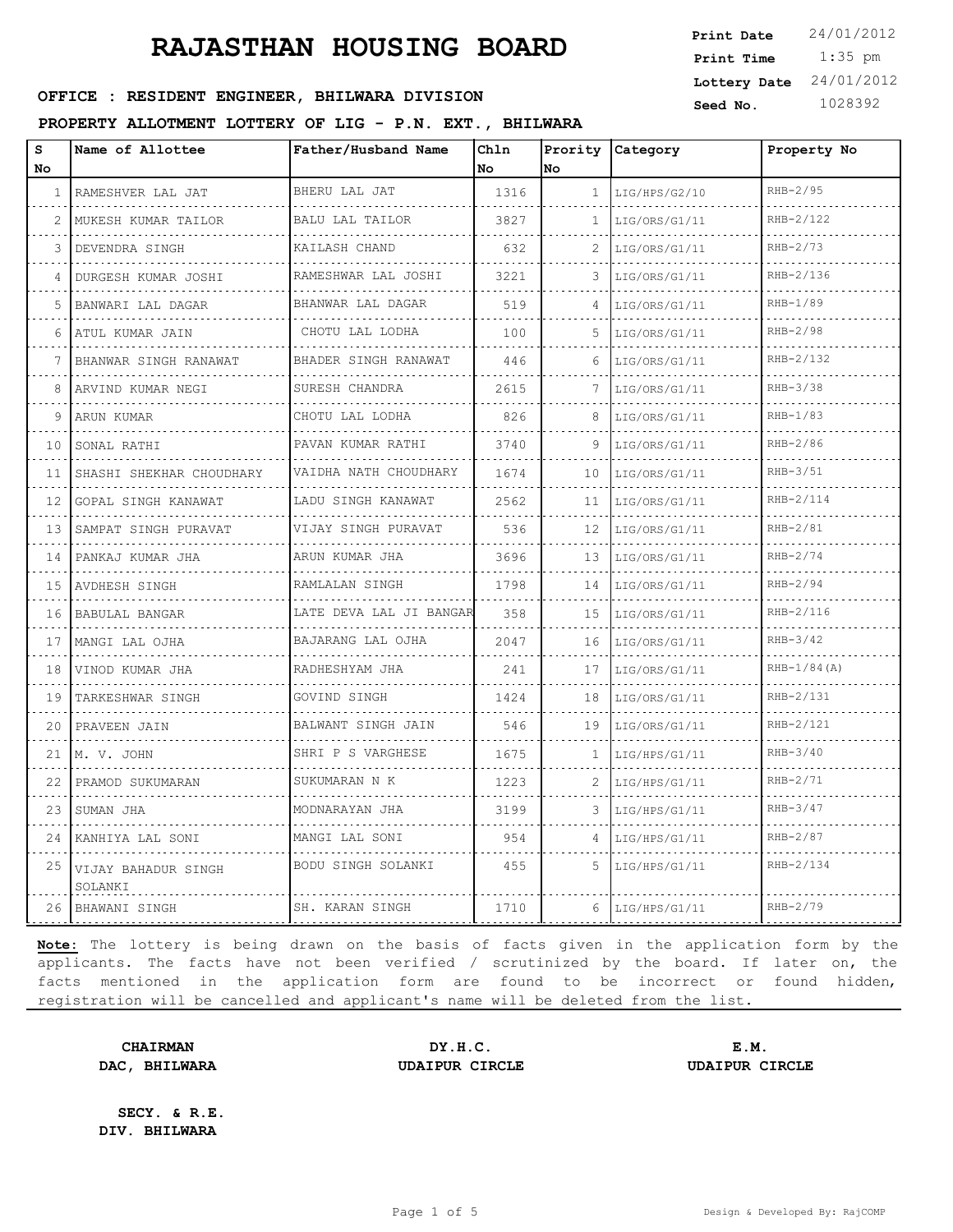# RAJASTHAN HOUSING BOARD

**Print Date** 24/01/2012
**Print Time** 1:35 pm
**Lottery Date** 24/01/2012
**Seed No.** 1028392

**OFFICE : RESIDENT ENGINEER, BHILWARA DIVISION**

**PROPERTY ALLOTMENT LOTTERY OF LIG - P.N. EXT., BHILWARA**

| S No | Name of Allottee | Father/Husband Name | Chln No | Prority No | Category | Property No |
|---|---|---|---|---|---|---|
| 1 | RAMESHVER LAL JAT | BHERU LAL JAT | 1316 | 1 | LIG/HPS/G2/10 | RHB-2/95 |
| 2 | MUKESH KUMAR TAILOR | BALU LAL TAILOR | 3827 | 1 | LIG/ORS/G1/11 | RHB-2/122 |
| 3 | DEVENDRA SINGH | KAILASH CHAND | 632 | 2 | LIG/ORS/G1/11 | RHB-2/73 |
| 4 | DURGESH KUMAR JOSHI | RAMESHWAR LAL JOSHI | 3221 | 3 | LIG/ORS/G1/11 | RHB-2/136 |
| 5 | BANWARI LAL DAGAR | BHANWAR LAL DAGAR | 519 | 4 | LIG/ORS/G1/11 | RHB-1/89 |
| 6 | ATUL KUMAR JAIN | CHOTU LAL LODHA | 100 | 5 | LIG/ORS/G1/11 | RHB-2/98 |
| 7 | BHANWAR SINGH RANAWAT | BHADER SINGH RANAWAT | 446 | 6 | LIG/ORS/G1/11 | RHB-2/132 |
| 8 | ARVIND KUMAR NEGI | SURESH CHANDRA | 2615 | 7 | LIG/ORS/G1/11 | RHB-3/38 |
| 9 | ARUN KUMAR | CHOTU LAL LODHA | 826 | 8 | LIG/ORS/G1/11 | RHB-1/83 |
| 10 | SONAL RATHI | PAVAN KUMAR RATHI | 3740 | 9 | LIG/ORS/G1/11 | RHB-2/86 |
| 11 | SHASHI SHEKHAR CHOUDHARY | VAIDHA NATH CHOUDHARY | 1674 | 10 | LIG/ORS/G1/11 | RHB-3/51 |
| 12 | GOPAL SINGH KANAWAT | LADU SINGH KANAWAT | 2562 | 11 | LIG/ORS/G1/11 | RHB-2/114 |
| 13 | SAMPAT SINGH PURAVAT | VIJAY SINGH PURAVAT | 536 | 12 | LIG/ORS/G1/11 | RHB-2/81 |
| 14 | PANKAJ KUMAR JHA | ARUN KUMAR JHA | 3696 | 13 | LIG/ORS/G1/11 | RHB-2/74 |
| 15 | AVDHESH SINGH | RAMLALAN SINGH | 1798 | 14 | LIG/ORS/G1/11 | RHB-2/94 |
| 16 | BABULAL BANGAR | LATE DEVA LAL JI BANGAR | 358 | 15 | LIG/ORS/G1/11 | RHB-2/116 |
| 17 | MANGI LAL OJHA | BAJARANG LAL OJHA | 2047 | 16 | LIG/ORS/G1/11 | RHB-3/42 |
| 18 | VINOD KUMAR JHA | RADHESHYAM JHA | 241 | 17 | LIG/ORS/G1/11 | RHB-1/84(A) |
| 19 | TARKESHWAR SINGH | GOVIND SINGH | 1424 | 18 | LIG/ORS/G1/11 | RHB-2/131 |
| 20 | PRAVEEN JAIN | BALWANT SINGH JAIN | 546 | 19 | LIG/ORS/G1/11 | RHB-2/121 |
| 21 | M. V. JOHN | SHRI P S VARGHESE | 1675 | 1 | LIG/HPS/G1/11 | RHB-3/40 |
| 22 | PRAMOD SUKUMARAN | SUKUMARAN N K | 1223 | 2 | LIG/HPS/G1/11 | RHB-2/71 |
| 23 | SUMAN JHA | MODNARAYAN JHA | 3199 | 3 | LIG/HPS/G1/11 | RHB-3/47 |
| 24 | KANHIYA LAL SONI | MANGI LAL SONI | 954 | 4 | LIG/HPS/G1/11 | RHB-2/87 |
| 25 | VIJAY BAHADUR SINGH SOLANKI | BODU SINGH SOLANKI | 455 | 5 | LIG/HPS/G1/11 | RHB-2/134 |
| 26 | BHAWANI SINGH | SH. KARAN SINGH | 1710 | 6 | LIG/HPS/G1/11 | RHB-2/79 |

**Note:** The lottery is being drawn on the basis of facts given in the application form by the applicants. The facts have not been verified / scrutinized by the board. If later on, the facts mentioned in the application form are found to be incorrect or found hidden, registration will be cancelled and applicant's name will be deleted from the list.

**CHAIRMAN**
**DAC, BHILWARA**

**DY.H.C.**
**UDAIPUR CIRCLE**

**E.M.**
**UDAIPUR CIRCLE**

**SECY. & R.E.**
**DIV. BHILWARA**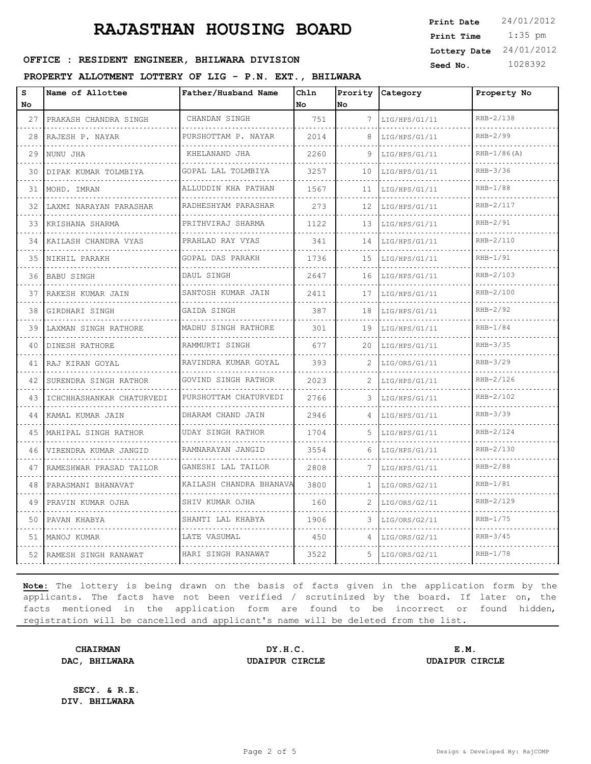# RAJASTHAN HOUSING BOARD

**Print Date** 24/01/2012
**Print Time** 1:35 pm
**Lottery Date** 24/01/2012
**Seed No.** 1028392

**OFFICE : RESIDENT ENGINEER, BHILWARA DIVISION**

**PROPERTY ALLOTMENT LOTTERY OF LIG - P.N. EXT., BHILWARA**

| S No | Name of Allottee | Father/Husband Name | Chln No | Prority No | Category | Property No |
|---|---|---|---|---|---|---|
| 27 | PRAKASH CHANDRA SINGH | CHANDAN SINGH | 751 | 7 | LIG/HPS/G1/11 | RHB-2/138 |
| 28 | RAJESH P. NAYAR | PURSHOTTAM P. NAYAR | 2014 | 8 | LIG/HPS/G1/11 | RHB-2/99 |
| 29 | NUNU JHA | KHELANAND JHA | 2260 | 9 | LIG/HPS/G1/11 | RHB-1/86(A) |
| 30 | DIPAK KUMAR TOLMBIYA | GOPAL LAL TOLMBIYA | 3257 | 10 | LIG/HPS/G1/11 | RHB-3/36 |
| 31 | MOHD. IMRAN | ALLUDDIN KHA PATHAN | 1567 | 11 | LIG/HPS/G1/11 | RHB-1/88 |
| 32 | LAXMI NARAYAN PARASHAR | RADHESHYAM PARASHAR | 273 | 12 | LIG/HPS/G1/11 | RHB-2/117 |
| 33 | KRISHANA SHARMA | PRITHVIRAJ SHARMA | 1122 | 13 | LIG/HPS/G1/11 | RHB-2/91 |
| 34 | KAILASH CHANDRA VYAS | PRAHLAD RAY VYAS | 341 | 14 | LIG/HPS/G1/11 | RHB-2/110 |
| 35 | NIKHIL PARAKH | GOPAL DAS PARAKH | 1736 | 15 | LIG/HPS/G1/11 | RHB-1/91 |
| 36 | BABU SINGH | DAUL SINGH | 2647 | 16 | LIG/HPS/G1/11 | RHB-2/103 |
| 37 | RAKESH KUMAR JAIN | SANTOSH KUMAR JAIN | 2411 | 17 | LIG/HPS/G1/11 | RHB-2/100 |
| 38 | GIRDHARI SINGH | GAIDA SINGH | 387 | 18 | LIG/HPS/G1/11 | RHB-2/92 |
| 39 | LAXMAN SINGH RATHORE | MADHU SINGH RATHORE | 301 | 19 | LIG/HPS/G1/11 | RHB-1/84 |
| 40 | DINESH RATHORE | RAMMURTI SINGH | 677 | 20 | LIG/HPS/G1/11 | RHB-3/35 |
| 41 | RAJ KIRAN GOYAL | RAVINDRA KUMAR GOYAL | 393 | 2 | LIG/ORS/G1/11 | RHB-3/29 |
| 42 | SURENDRA SINGH RATHOR | GOVIND SINGH RATHOR | 2023 | 2 | LIG/HPS/G1/11 | RHB-2/126 |
| 43 | ICHCHHASHANKAR CHATURVEDI | PURSHOTTAM CHATURVEDI | 2766 | 3 | LIG/HPS/G1/11 | RHB-2/102 |
| 44 | KAMAL KUMAR JAIN | DHARAM CHAND JAIN | 2946 | 4 | LIG/HPS/G1/11 | RHB-3/39 |
| 45 | MAHIPAL SINGH RATHOR | UDAY SINGH RATHOR | 1704 | 5 | LIG/HPS/G1/11 | RHB-2/124 |
| 46 | VIRENDRA KUMAR JANGID | RAMNARAYAN JANGID | 3554 | 6 | LIG/HPS/G1/11 | RHB-2/130 |
| 47 | RAMESHWAR PRASAD TAILOR | GANESHI LAL TAILOR | 2808 | 7 | LIG/HPS/G1/11 | RHB-2/88 |
| 48 | PARASMANI BHANAVAT | KAILASH CHANDRA BHANAVA | 3800 | 1 | LIG/ORS/G2/11 | RHB-1/81 |
| 49 | PRAVIN KUMAR OJHA | SHIV KUMAR OJHA | 160 | 2 | LIG/ORS/G2/11 | RHB-2/129 |
| 50 | PAVAN KHABYA | SHANTI LAL KHABYA | 1906 | 3 | LIG/ORS/G2/11 | RHB-1/75 |
| 51 | MANOJ KUMAR | LATE VASUMAL | 450 | 4 | LIG/ORS/G2/11 | RHB-3/45 |
| 52 | RAMESH SINGH RANAWAT | HARI SINGH RANAWAT | 3522 | 5 | LIG/ORS/G2/11 | RHB-1/78 |

**Note:** The lottery is being drawn on the basis of facts given in the application form by the applicants. The facts have not been verified / scrutinized by the board. If later on, the facts mentioned in the application form are found to be incorrect or found hidden, registration will be cancelled and applicant's name will be deleted from the list.

**CHAIRMAN**
**DAC, BHILWARA**

**DY.H.C.**
**UDAIPUR CIRCLE**

**E.M.**
**UDAIPUR CIRCLE**

**SECY. & R.E.**
**DIV. BHILWARA**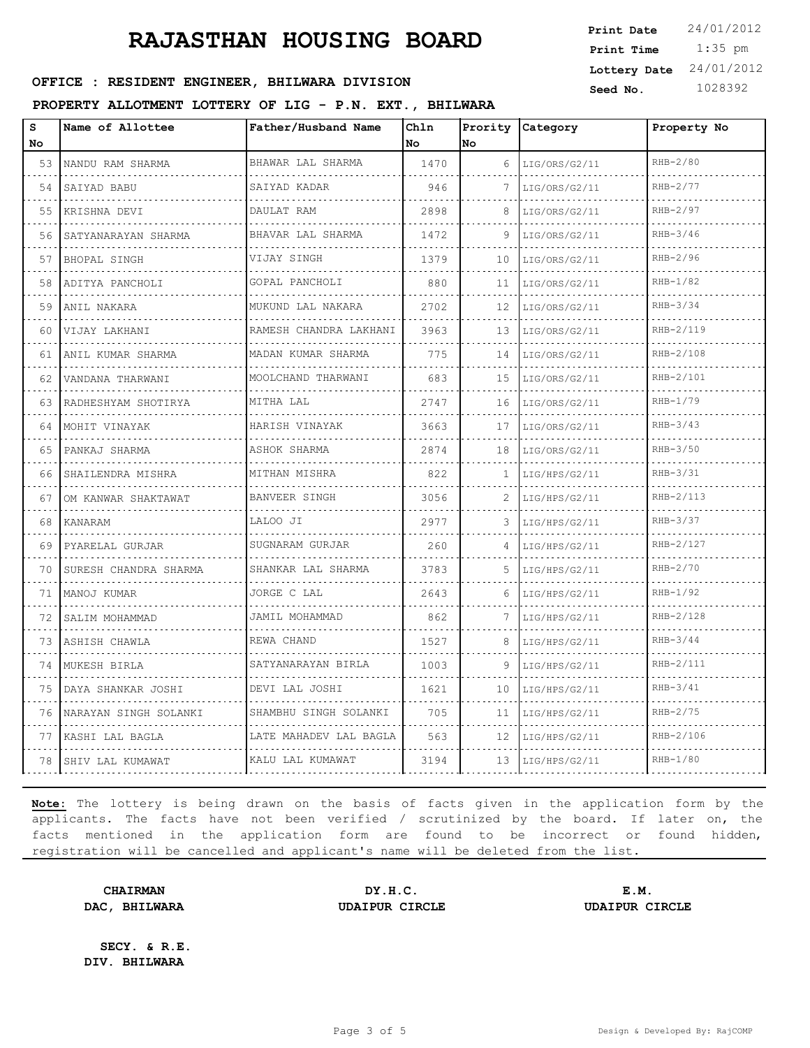# RAJASTHAN HOUSING BOARD

**OFFICE : RESIDENT ENGINEER, BHILWARA DIVISION**

**PROPERTY ALLOTMENT LOTTERY OF LIG - P.N. EXT., BHILWARA**

| | |
|---|---|
| **Print Date** | 24/01/2012 |
| **Print Time** | 1:35 pm |
| **Lottery Date** | 24/01/2012 |
| **Seed No.** | 1028392 |

| S No | Name of Allottee | Father/Husband Name | Chln No | Prority No | Category | Property No |
|---|---|---|---|---|---|---|
| 53 | NANDU RAM SHARMA | BHAWAR LAL SHARMA | 1470 | 6 | LIG/ORS/G2/11 | RHB-2/80 |
| 54 | SAIYAD BABU | SAIYAD KADAR | 946 | 7 | LIG/ORS/G2/11 | RHB-2/77 |
| 55 | KRISHNA DEVI | DAULAT RAM | 2898 | 8 | LIG/ORS/G2/11 | RHB-2/97 |
| 56 | SATYANARAYAN SHARMA | BHAVAR LAL SHARMA | 1472 | 9 | LIG/ORS/G2/11 | RHB-3/46 |
| 57 | BHOPAL SINGH | VIJAY SINGH | 1379 | 10 | LIG/ORS/G2/11 | RHB-2/96 |
| 58 | ADITYA PANCHOLI | GOPAL PANCHOLI | 880 | 11 | LIG/ORS/G2/11 | RHB-1/82 |
| 59 | ANIL NAKARA | MUKUND LAL NAKARA | 2702 | 12 | LIG/ORS/G2/11 | RHB-3/34 |
| 60 | VIJAY LAKHANI | RAMESH CHANDRA LAKHANI | 3963 | 13 | LIG/ORS/G2/11 | RHB-2/119 |
| 61 | ANIL KUMAR SHARMA | MADAN KUMAR SHARMA | 775 | 14 | LIG/ORS/G2/11 | RHB-2/108 |
| 62 | VANDANA THARWANI | MOOLCHAND THARWANI | 683 | 15 | LIG/ORS/G2/11 | RHB-2/101 |
| 63 | RADHESHYAM SHOTIRYA | MITHA LAL | 2747 | 16 | LIG/ORS/G2/11 | RHB-1/79 |
| 64 | MOHIT VINAYAK | HARISH VINAYAK | 3663 | 17 | LIG/ORS/G2/11 | RHB-3/43 |
| 65 | PANKAJ SHARMA | ASHOK SHARMA | 2874 | 18 | LIG/ORS/G2/11 | RHB-3/50 |
| 66 | SHAILENDRA MISHRA | MITHAN MISHRA | 822 | 1 | LIG/HPS/G2/11 | RHB-3/31 |
| 67 | OM KANWAR SHAKTAWAT | BANVEER SINGH | 3056 | 2 | LIG/HPS/G2/11 | RHB-2/113 |
| 68 | KANARAM | LALOO JI | 2977 | 3 | LIG/HPS/G2/11 | RHB-3/37 |
| 69 | PYARELAL GURJAR | SUGNARAM GURJAR | 260 | 4 | LIG/HPS/G2/11 | RHB-2/127 |
| 70 | SURESH CHANDRA SHARMA | SHANKAR LAL SHARMA | 3783 | 5 | LIG/HPS/G2/11 | RHB-2/70 |
| 71 | MANOJ KUMAR | JORGE C LAL | 2643 | 6 | LIG/HPS/G2/11 | RHB-1/92 |
| 72 | SALIM MOHAMMAD | JAMIL MOHAMMAD | 862 | 7 | LIG/HPS/G2/11 | RHB-2/128 |
| 73 | ASHISH CHAWLA | REWA CHAND | 1527 | 8 | LIG/HPS/G2/11 | RHB-3/44 |
| 74 | MUKESH BIRLA | SATYANARAYAN BIRLA | 1003 | 9 | LIG/HPS/G2/11 | RHB-2/111 |
| 75 | DAYA SHANKAR JOSHI | DEVI LAL JOSHI | 1621 | 10 | LIG/HPS/G2/11 | RHB-3/41 |
| 76 | NARAYAN SINGH SOLANKI | SHAMBHU SINGH SOLANKI | 705 | 11 | LIG/HPS/G2/11 | RHB-2/75 |
| 77 | KASHI LAL BAGLA | LATE MAHADEV LAL BAGLA | 563 | 12 | LIG/HPS/G2/11 | RHB-2/106 |
| 78 | SHIV LAL KUMAWAT | KALU LAL KUMAWAT | 3194 | 13 | LIG/HPS/G2/11 | RHB-1/80 |

**Note:** The lottery is being drawn on the basis of facts given in the application form by the applicants. The facts have not been verified / scrutinized by the board. If later on, the facts mentioned in the application form are found to be incorrect or found hidden, registration will be cancelled and applicant's name will be deleted from the list.

| | | |
|---|---|---|
| **CHAIRMAN** | **DY.H.C.** | **E.M.** |
| **DAC, BHILWARA** | **UDAIPUR CIRCLE** | **UDAIPUR CIRCLE** |

**SECY. & R.E.**
**DIV. BHILWARA**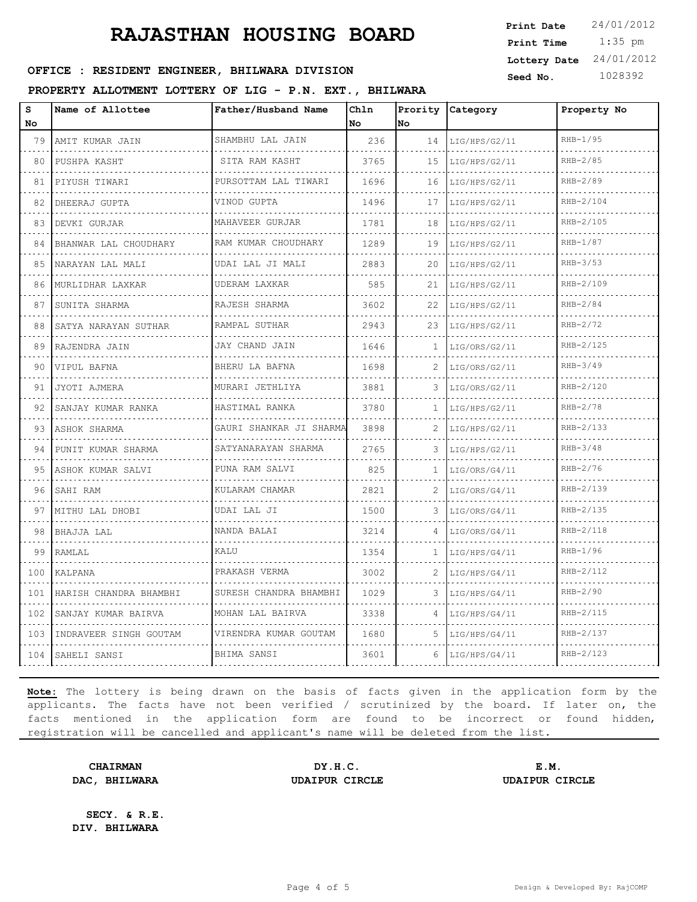# RAJASTHAN HOUSING BOARD

**Print Date** 24/01/2012
**Print Time** 1:35 pm
**Lottery Date** 24/01/2012
**Seed No.** 1028392

**OFFICE : RESIDENT ENGINEER, BHILWARA DIVISION**

**PROPERTY ALLOTMENT LOTTERY OF LIG - P.N. EXT., BHILWARA**

| S No | Name of Allottee | Father/Husband Name | Chln No | Prority No | Category | Property No |
|---|---|---|---|---|---|---|
| 79 | AMIT KUMAR JAIN | SHAMBHU LAL JAIN | 236 | 14 | LIG/HPS/G2/11 | RHB-1/95 |
| 80 | PUSHPA KASHT | SITA RAM KASHT | 3765 | 15 | LIG/HPS/G2/11 | RHB-2/85 |
| 81 | PIYUSH TIWARI | PURSOTTAM LAL TIWARI | 1696 | 16 | LIG/HPS/G2/11 | RHB-2/89 |
| 82 | DHEERAJ GUPTA | VINOD GUPTA | 1496 | 17 | LIG/HPS/G2/11 | RHB-2/104 |
| 83 | DEVKI GURJAR | MAHAVEER GURJAR | 1781 | 18 | LIG/HPS/G2/11 | RHB-2/105 |
| 84 | BHANWAR LAL CHOUDHARY | RAM KUMAR CHOUDHARY | 1289 | 19 | LIG/HPS/G2/11 | RHB-1/87 |
| 85 | NARAYAN LAL MALI | UDAI LAL JI MALI | 2883 | 20 | LIG/HPS/G2/11 | RHB-3/53 |
| 86 | MURLIDHAR LAXKAR | UDERAM LAXKAR | 585 | 21 | LIG/HPS/G2/11 | RHB-2/109 |
| 87 | SUNITA SHARMA | RAJESH SHARMA | 3602 | 22 | LIG/HPS/G2/11 | RHB-2/84 |
| 88 | SATYA NARAYAN SUTHAR | RAMPAL SUTHAR | 2943 | 23 | LIG/HPS/G2/11 | RHB-2/72 |
| 89 | RAJENDRA JAIN | JAY CHAND JAIN | 1646 | 1 | LIG/ORS/G2/11 | RHB-2/125 |
| 90 | VIPUL BAFNA | BHERU LA BAFNA | 1698 | 2 | LIG/ORS/G2/11 | RHB-3/49 |
| 91 | JYOTI AJMERA | MURARI JETHLIYA | 3881 | 3 | LIG/ORS/G2/11 | RHB-2/120 |
| 92 | SANJAY KUMAR RANKA | HASTIMAL RANKA | 3780 | 1 | LIG/HPS/G2/11 | RHB-2/78 |
| 93 | ASHOK SHARMA | GAURI SHANKAR JI SHARMA | 3898 | 2 | LIG/HPS/G2/11 | RHB-2/133 |
| 94 | PUNIT KUMAR SHARMA | SATYANARAYAN SHARMA | 2765 | 3 | LIG/HPS/G2/11 | RHB-3/48 |
| 95 | ASHOK KUMAR SALVI | PUNA RAM SALVI | 825 | 1 | LIG/ORS/G4/11 | RHB-2/76 |
| 96 | SAHI RAM | KULARAM CHAMAR | 2821 | 2 | LIG/ORS/G4/11 | RHB-2/139 |
| 97 | MITHU LAL DHOBI | UDAI LAL JI | 1500 | 3 | LIG/ORS/G4/11 | RHB-2/135 |
| 98 | BHAJJA LAL | NANDA BALAI | 3214 | 4 | LIG/ORS/G4/11 | RHB-2/118 |
| 99 | RAMLAL | KALU | 1354 | 1 | LIG/HPS/G4/11 | RHB-1/96 |
| 100 | KALPANA | PRAKASH VERMA | 3002 | 2 | LIG/HPS/G4/11 | RHB-2/112 |
| 101 | HARISH CHANDRA BHAMBHI | SURESH CHANDRA BHAMBHI | 1029 | 3 | LIG/HPS/G4/11 | RHB-2/90 |
| 102 | SANJAY KUMAR BAIRVA | MOHAN LAL BAIRVA | 3338 | 4 | LIG/HPS/G4/11 | RHB-2/115 |
| 103 | INDRAVEER SINGH GOUTAM | VIRENDRA KUMAR GOUTAM | 1680 | 5 | LIG/HPS/G4/11 | RHB-2/137 |
| 104 | SAHELI SANSI | BHIMA SANSI | 3601 | 6 | LIG/HPS/G4/11 | RHB-2/123 |

**Note:** The lottery is being drawn on the basis of facts given in the application form by the applicants. The facts have not been verified / scrutinized by the board. If later on, the facts mentioned in the application form are found to be incorrect or found hidden, registration will be cancelled and applicant's name will be deleted from the list.

**CHAIRMAN**
**DAC, BHILWARA**

**DY.H.C.**
**UDAIPUR CIRCLE**

**E.M.**
**UDAIPUR CIRCLE**

**SECY. & R.E.**
**DIV. BHILWARA**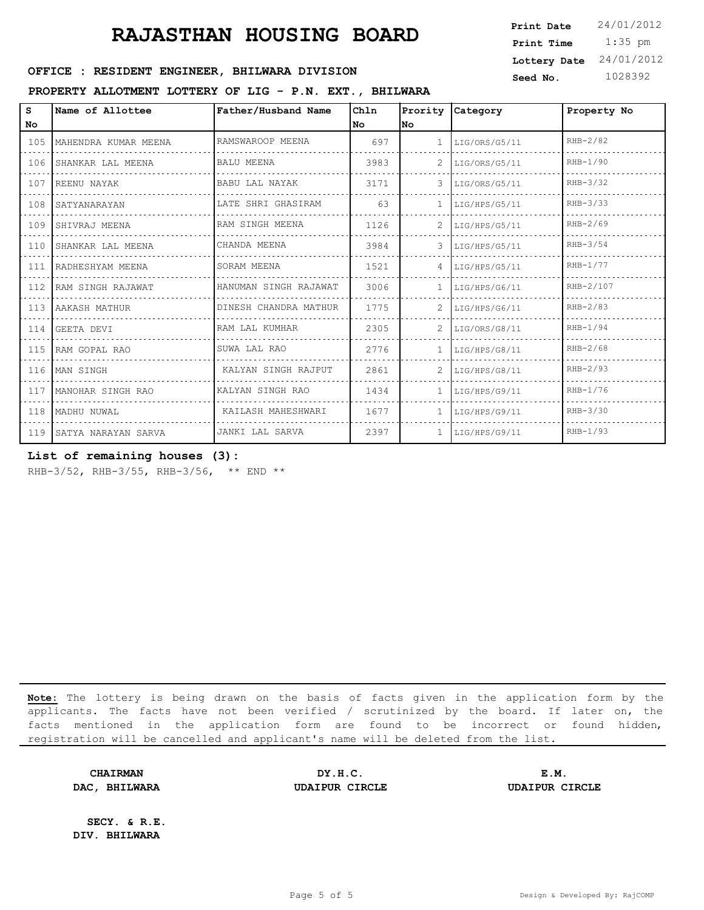# RAJASTHAN HOUSING BOARD

**Print Date** 24/01/2012
**Print Time** 1:35 pm
**Lottery Date** 24/01/2012
**Seed No.** 1028392

**OFFICE : RESIDENT ENGINEER, BHILWARA DIVISION**

**PROPERTY ALLOTMENT LOTTERY OF LIG - P.N. EXT., BHILWARA**

| S No | Name of Allottee | Father/Husband Name | Chln No | Prority No | Category | Property No |
|---|---|---|---|---|---|---|
| 105 | MAHENDRA KUMAR MEENA | RAMSWAROOP MEENA | 697 | 1 | LIG/ORS/G5/11 | RHB-2/82 |
| 106 | SHANKAR LAL MEENA | BALU MEENA | 3983 | 2 | LIG/ORS/G5/11 | RHB-1/90 |
| 107 | REENU NAYAK | BABU LAL NAYAK | 3171 | 3 | LIG/ORS/G5/11 | RHB-3/32 |
| 108 | SATYANARAYAN | LATE SHRI GHASIRAM | 63 | 1 | LIG/HPS/G5/11 | RHB-3/33 |
| 109 | SHIVRAJ MEENA | RAM SINGH MEENA | 1126 | 2 | LIG/HPS/G5/11 | RHB-2/69 |
| 110 | SHANKAR LAL MEENA | CHANDA MEENA | 3984 | 3 | LIG/HPS/G5/11 | RHB-3/54 |
| 111 | RADHESHYAM MEENA | SORAM MEENA | 1521 | 4 | LIG/HPS/G5/11 | RHB-1/77 |
| 112 | RAM SINGH RAJAWAT | HANUMAN SINGH RAJAWAT | 3006 | 1 | LIG/HPS/G6/11 | RHB-2/107 |
| 113 | AAKASH MATHUR | DINESH CHANDRA MATHUR | 1775 | 2 | LIG/HPS/G6/11 | RHB-2/83 |
| 114 | GEETA DEVI | RAM LAL KUMHAR | 2305 | 2 | LIG/ORS/G8/11 | RHB-1/94 |
| 115 | RAM GOPAL RAO | SUWA LAL RAO | 2776 | 1 | LIG/HPS/G8/11 | RHB-2/68 |
| 116 | MAN SINGH | KALYAN SINGH RAJPUT | 2861 | 2 | LIG/HPS/G8/11 | RHB-2/93 |
| 117 | MANOHAR SINGH RAO | KALYAN SINGH RAO | 1434 | 1 | LIG/HPS/G9/11 | RHB-1/76 |
| 118 | MADHU NUWAL | KAILASH MAHESHWARI | 1677 | 1 | LIG/HPS/G9/11 | RHB-3/30 |
| 119 | SATYA NARAYAN SARVA | JANKI LAL SARVA | 2397 | 1 | LIG/HPS/G9/11 | RHB-1/93 |

**List of remaining houses (3):**

RHB-3/52, RHB-3/55, RHB-3/56, ** END **

**Note:** The lottery is being drawn on the basis of facts given in the application form by the applicants. The facts have not been verified / scrutinized by the board. If later on, the facts mentioned in the application form are found to be incorrect or found hidden, registration will be cancelled and applicant's name will be deleted from the list.

**CHAIRMAN**
**DAC, BHILWARA**

**DY.H.C.**
**UDAIPUR CIRCLE**

**E.M.**
**UDAIPUR CIRCLE**

**SECY. & R.E.**
**DIV. BHILWARA**

Design & Developed By: RajCOMP